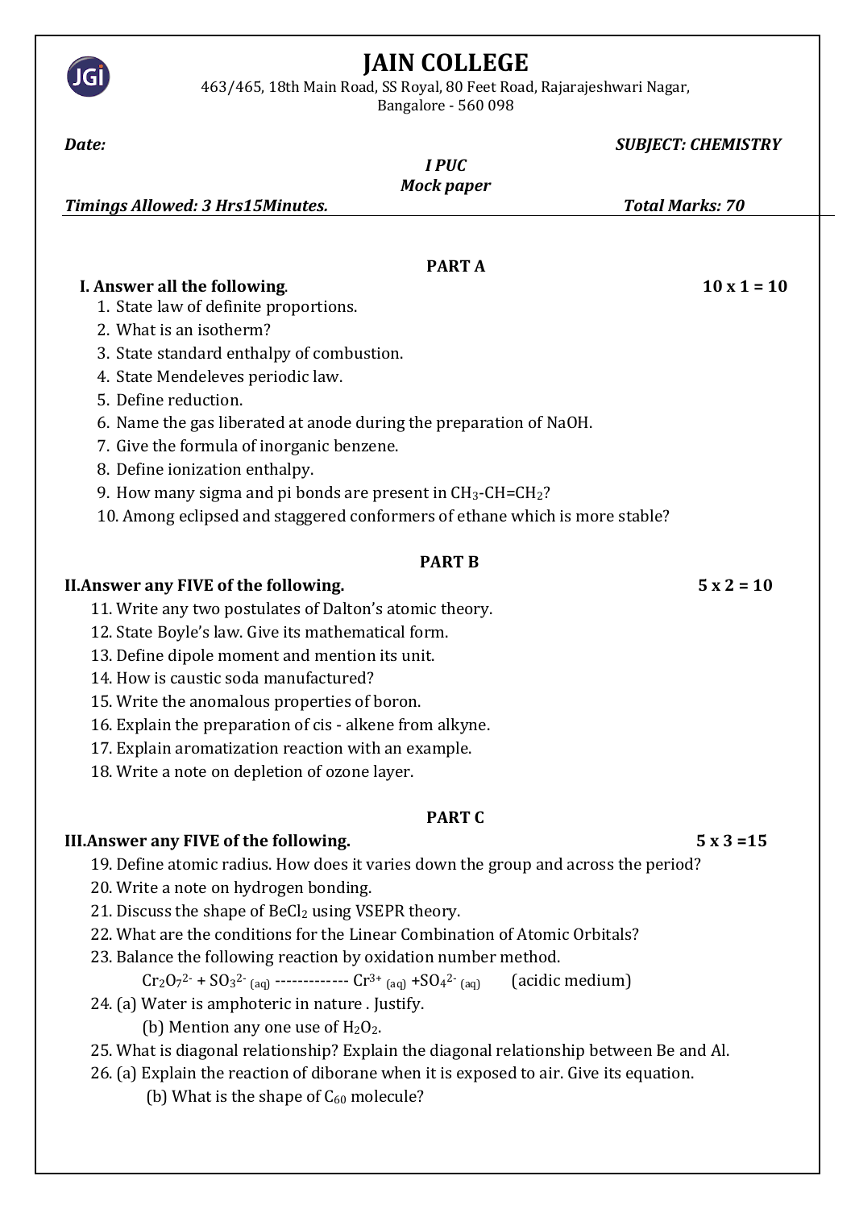# JAIN COLLEGE

463/465, 18th Main Road, SS Royal, 80 Feet Road, Rajarajeshwari Nagar, Bangalore - 560 098

***Date:*** ***SUBJECT: CHEMISTRY***

***I PUC***

***Mock paper***

***Timings Allowed: 3 Hrs15Minutes.*** ***Total Marks: 70***

## PART A

**I. Answer all the following.** **10 x 1 = 10**

1. State law of definite proportions.
2. What is an isotherm?
3. State standard enthalpy of combustion.
4. State Mendeleves periodic law.
5. Define reduction.
6. Name the gas liberated at anode during the preparation of NaOH.
7. Give the formula of inorganic benzene.
8. Define ionization enthalpy.
9. How many sigma and pi bonds are present in $CH_3$-$CH$=$CH_2$?
10. Among eclipsed and staggered conformers of ethane which is more stable?

## PART B

**II.Answer any FIVE of the following.** **5 x 2 = 10**

11. Write any two postulates of Dalton's atomic theory.
12. State Boyle's law. Give its mathematical form.
13. Define dipole moment and mention its unit.
14. How is caustic soda manufactured?
15. Write the anomalous properties of boron.
16. Explain the preparation of cis - alkene from alkyne.
17. Explain aromatization reaction with an example.
18. Write a note on depletion of ozone layer.

## PART C

**III.Answer any FIVE of the following.** **5 x 3 =15**

19. Define atomic radius. How does it varies down the group and across the period?
20. Write a note on hydrogen bonding.
21. Discuss the shape of $BeCl_2$ using VSEPR theory.
22. What are the conditions for the Linear Combination of Atomic Orbitals?
23. Balance the following reaction by oxidation number method.

    $Cr_2O_7^{2-} + SO_3^{2-}{}_{(aq)}$ ------------- $Cr^{3+}{}_{(aq)} + SO_4^{2-}{}_{(aq)}$ (acidic medium)
24. (a) Water is amphoteric in nature . Justify.

    (b) Mention any one use of $H_2O_2$.
25. What is diagonal relationship? Explain the diagonal relationship between Be and Al.
26. (a) Explain the reaction of diborane when it is exposed to air. Give its equation.

    (b) What is the shape of $C_{60}$ molecule?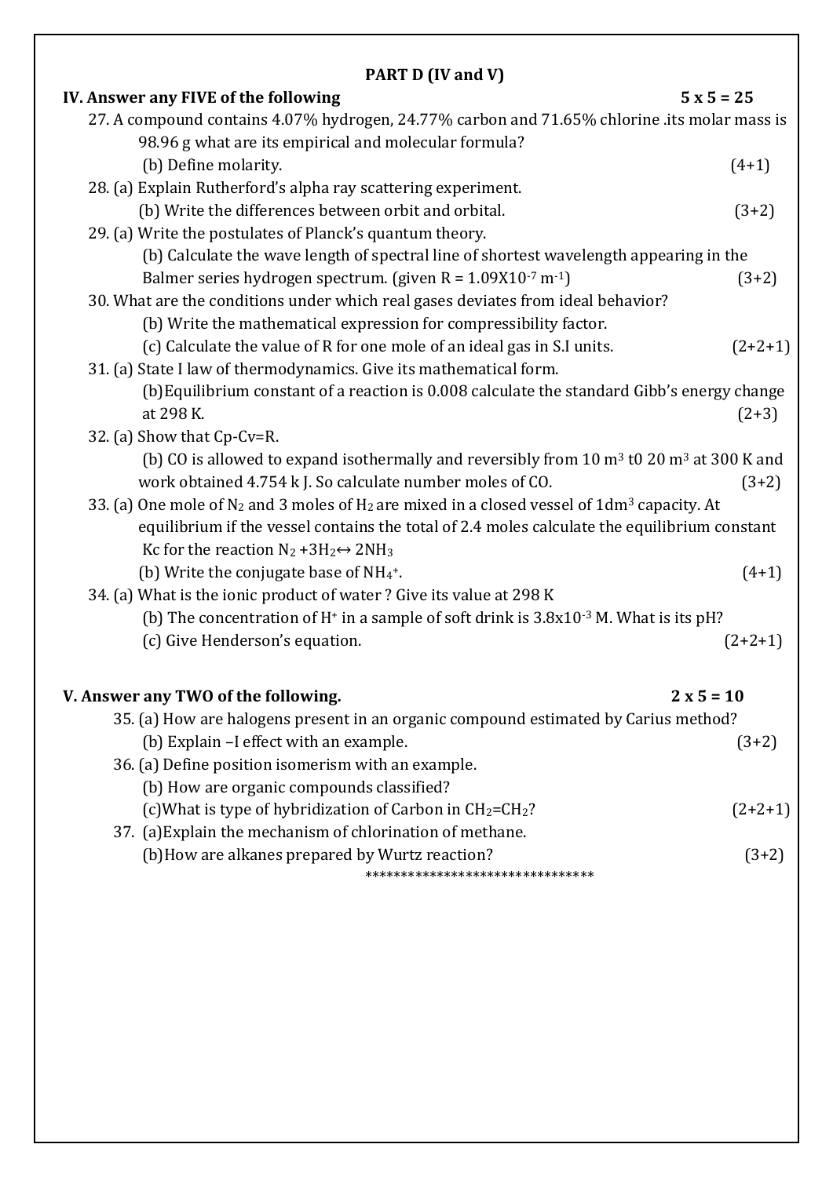## PART D (IV and V)

**IV. Answer any FIVE of the following** **5 x 5 = 25**

27. A compound contains 4.07% hydrogen, 24.77% carbon and 71.65% chlorine .its molar mass is 98.96 g what are its empirical and molecular formula?
    (b) Define molarity. (4+1)

28. (a) Explain Rutherford's alpha ray scattering experiment.
    (b) Write the differences between orbit and orbital. (3+2)

29. (a) Write the postulates of Planck's quantum theory.
    (b) Calculate the wave length of spectral line of shortest wavelength appearing in the Balmer series hydrogen spectrum. (given $R = 1.09X10^{-7}\ m^{-1}$) (3+2)

30. What are the conditions under which real gases deviates from ideal behavior?
    (b) Write the mathematical expression for compressibility factor.
    (c) Calculate the value of R for one mole of an ideal gas in S.I units. (2+2+1)

31. (a) State I law of thermodynamics. Give its mathematical form.
    (b)Equilibrium constant of a reaction is 0.008 calculate the standard Gibb's energy change at 298 K. (2+3)

32. (a) Show that Cp-Cv=R.
    (b) CO is allowed to expand isothermally and reversibly from 10 $m^3$ t0 20 $m^3$ at 300 K and work obtained 4.754 k J. So calculate number moles of CO. (3+2)

33. (a) One mole of $N_2$ and 3 moles of $H_2$ are mixed in a closed vessel of 1$dm^3$ capacity. At equilibrium if the vessel contains the total of 2.4 moles calculate the equilibrium constant Kc for the reaction $N_2 + 3H_2 \leftrightarrow 2NH_3$
    (b) Write the conjugate base of $NH_4^+$. (4+1)

34. (a) What is the ionic product of water ? Give its value at 298 K
    (b) The concentration of $H^+$ in a sample of soft drink is $3.8x10^{-3}$ M. What is its pH?
    (c) Give Henderson's equation. (2+2+1)

**V. Answer any TWO of the following.** **2 x 5 = 10**

35. (a) How are halogens present in an organic compound estimated by Carius method?
    (b) Explain –I effect with an example. (3+2)

36. (a) Define position isomerism with an example.
    (b) How are organic compounds classified?
    (c)What is type of hybridization of Carbon in $CH_2$=$CH_2$? (2+2+1)

37. (a)Explain the mechanism of chlorination of methane.
    (b)How are alkanes prepared by Wurtz reaction? (3+2)

********************************